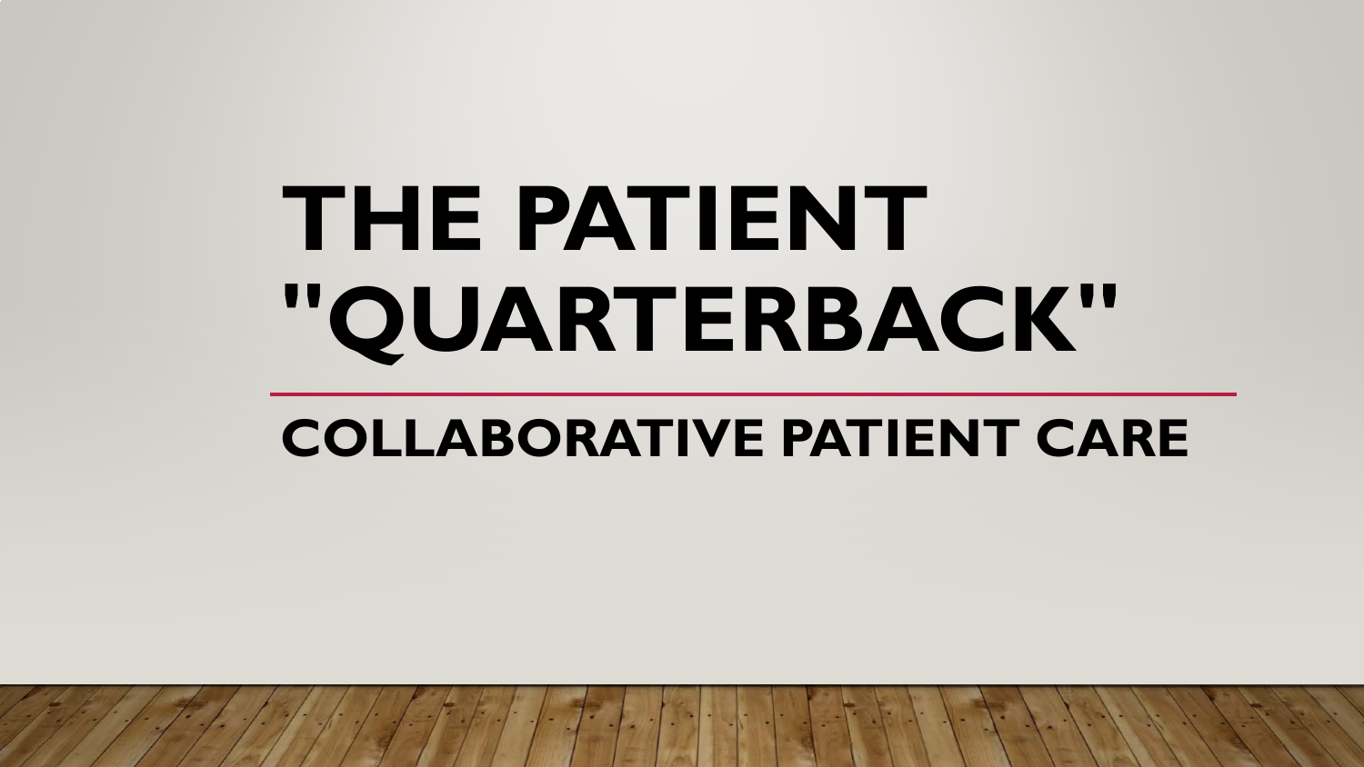# THE PATIENT "QUARTERBACK"

## COLLABORATIVE PATIENT CARE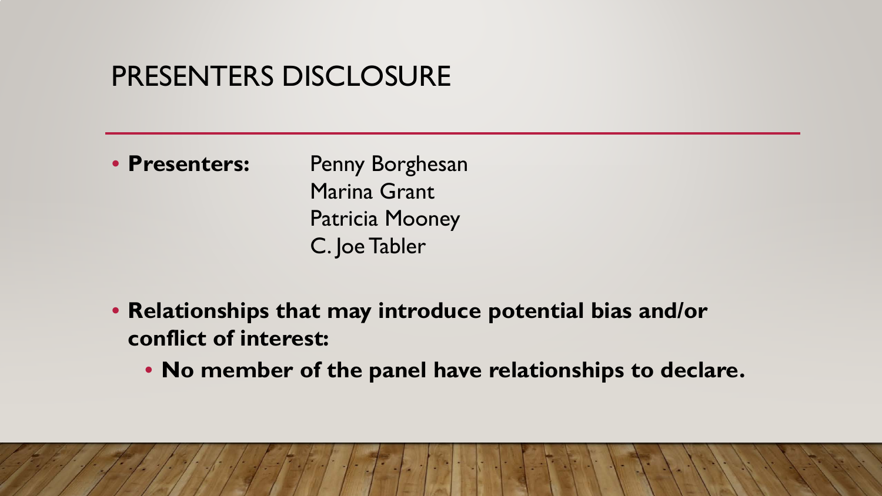# PRESENTERS DISCLOSURE

- **Presenters:** Penny Borghesan
  Marina Grant
  Patricia Mooney
  C. Joe Tabler

- **Relationships that may introduce potential bias and/or conflict of interest:**
  - **No member of the panel have relationships to declare.**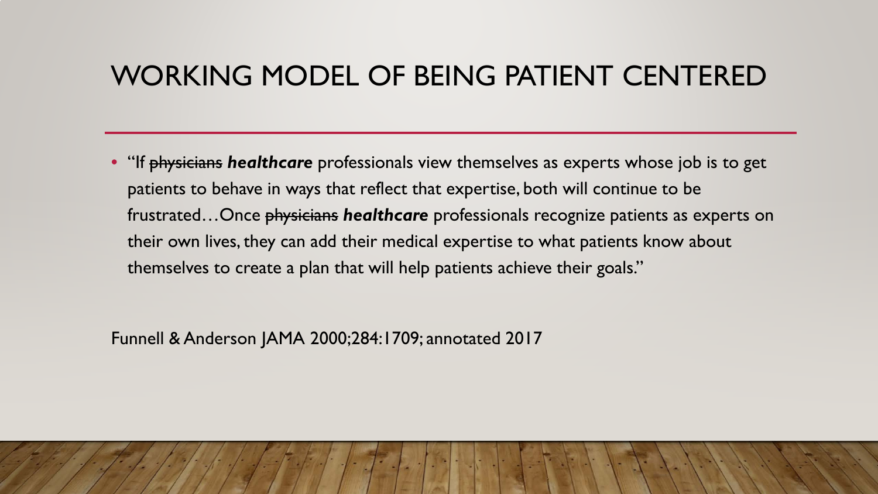# WORKING MODEL OF BEING PATIENT CENTERED

- "If ~~physicians~~ ***healthcare*** professionals view themselves as experts whose job is to get patients to behave in ways that reflect that expertise, both will continue to be frustrated…Once ~~physicians~~ ***healthcare*** professionals recognize patients as experts on their own lives, they can add their medical expertise to what patients know about themselves to create a plan that will help patients achieve their goals."

Funnell & Anderson JAMA 2000;284:1709; annotated 2017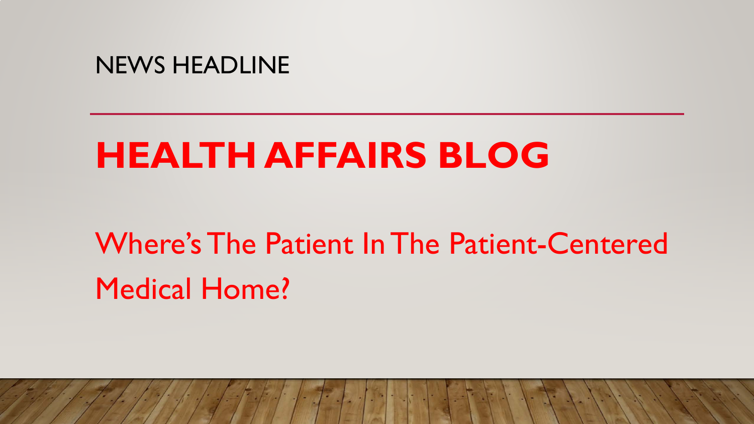NEWS HEADLINE

# HEALTH AFFAIRS BLOG

Where's The Patient In The Patient-Centered Medical Home?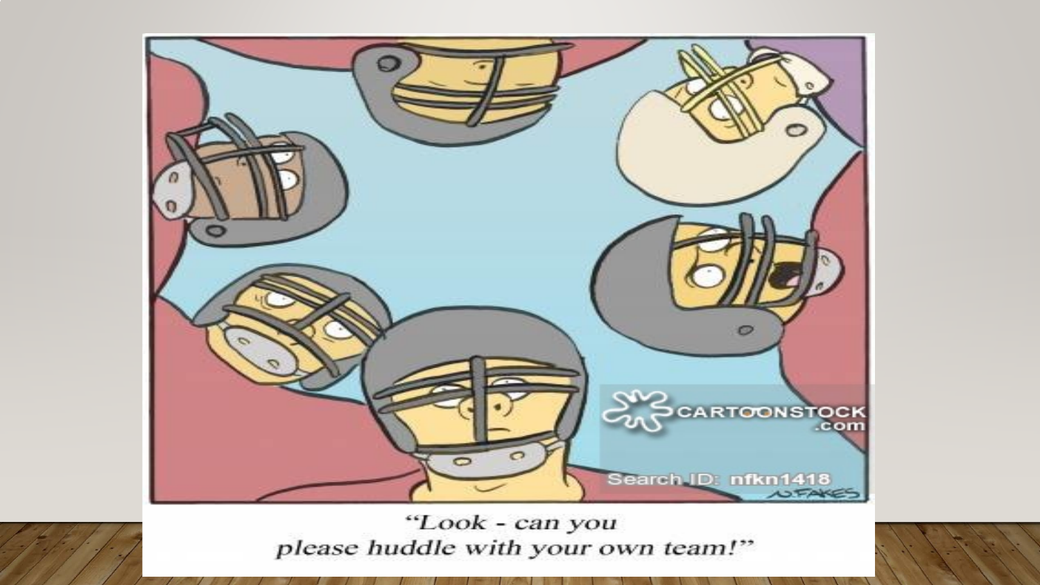"Look - can you please huddle with your own team!"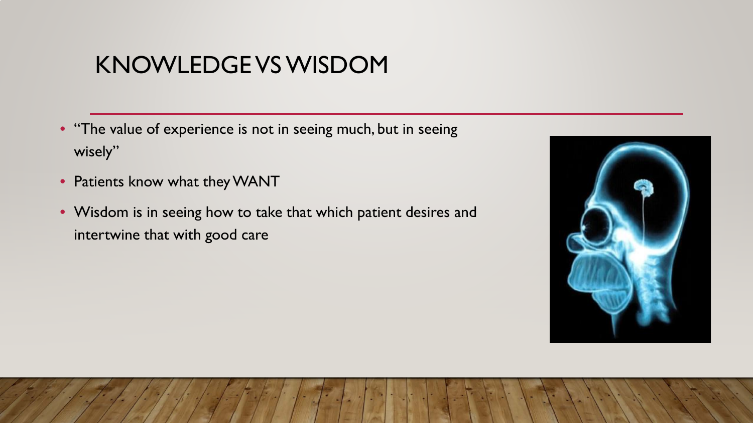# KNOWLEDGE VS WISDOM

- "The value of experience is not in seeing much, but in seeing wisely"
- Patients know what they WANT
- Wisdom is in seeing how to take that which patient desires and intertwine that with good care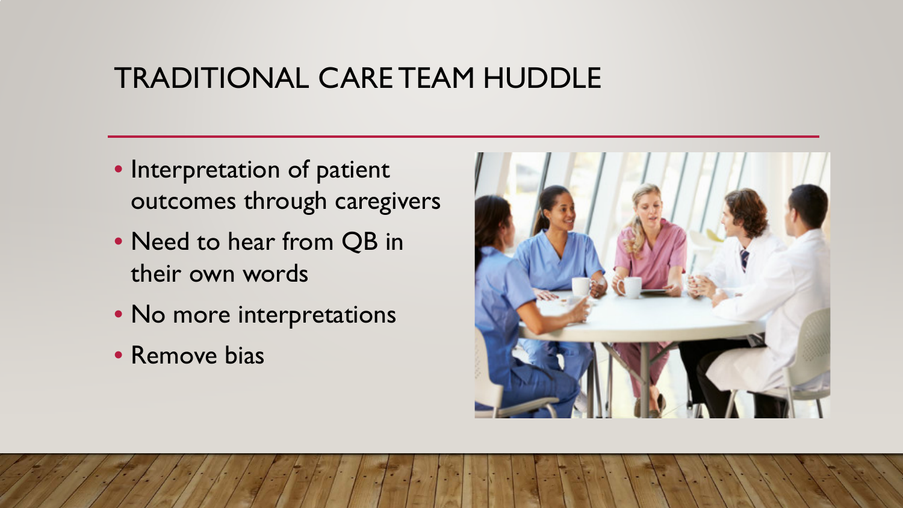# TRADITIONAL CARE TEAM HUDDLE

- Interpretation of patient outcomes through caregivers
- Need to hear from QB in their own words
- No more interpretations
- Remove bias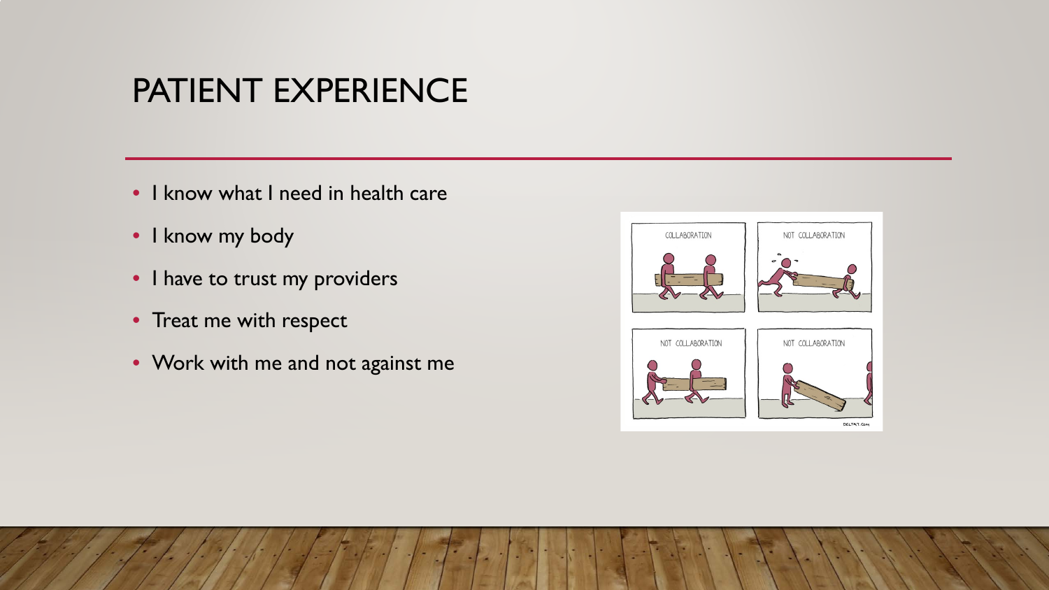# PATIENT EXPERIENCE

- I know what I need in health care
- I know my body
- I have to trust my providers
- Treat me with respect
- Work with me and not against me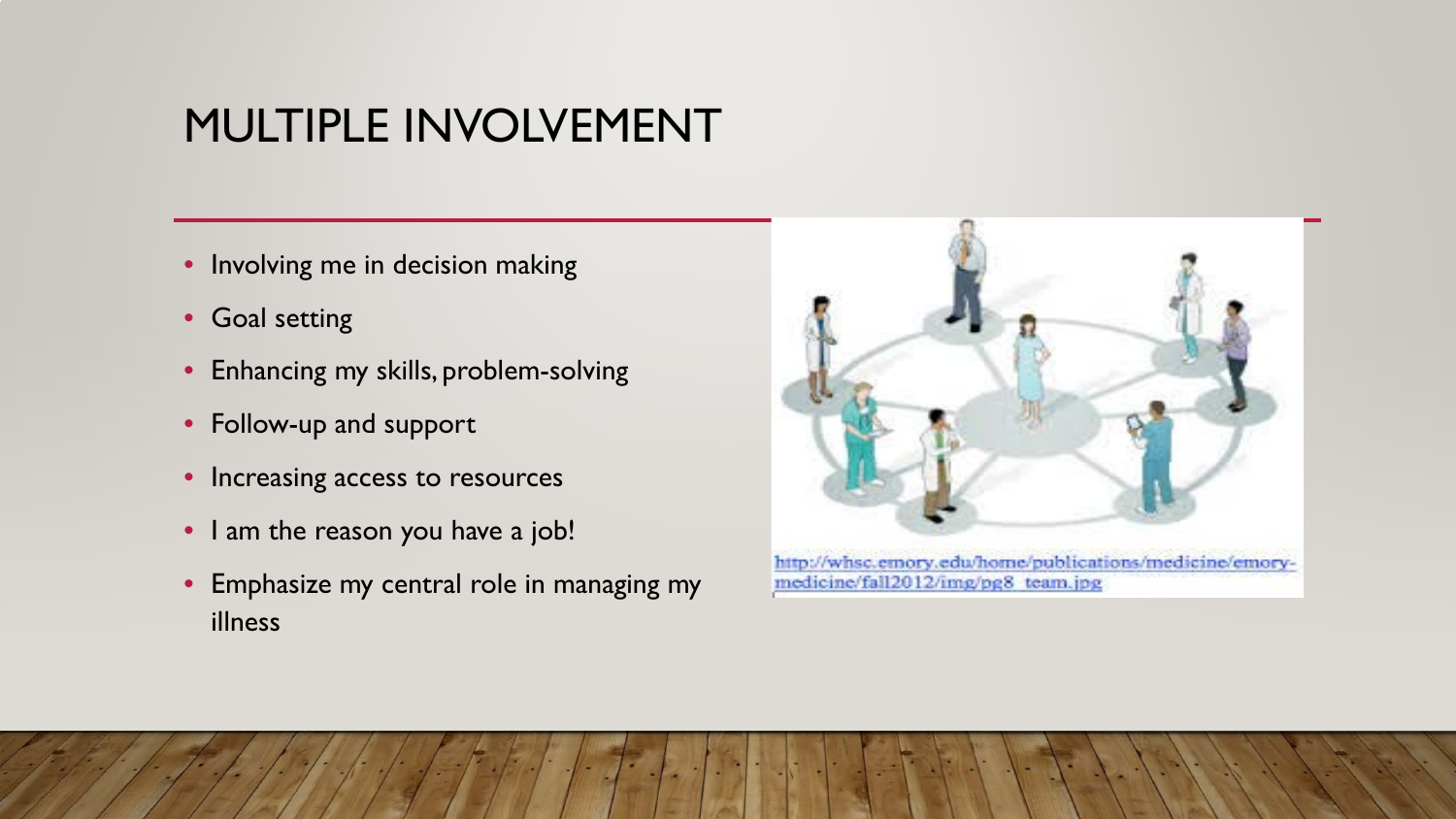# MULTIPLE INVOLVEMENT

- Involving me in decision making
- Goal setting
- Enhancing my skills, problem-solving
- Follow-up and support
- Increasing access to resources
- I am the reason you have a job!
- Emphasize my central role in managing my illness

http://whsc.emory.edu/home/publications/medicine/emory-medicine/fall2012/img/pg8_team.jpg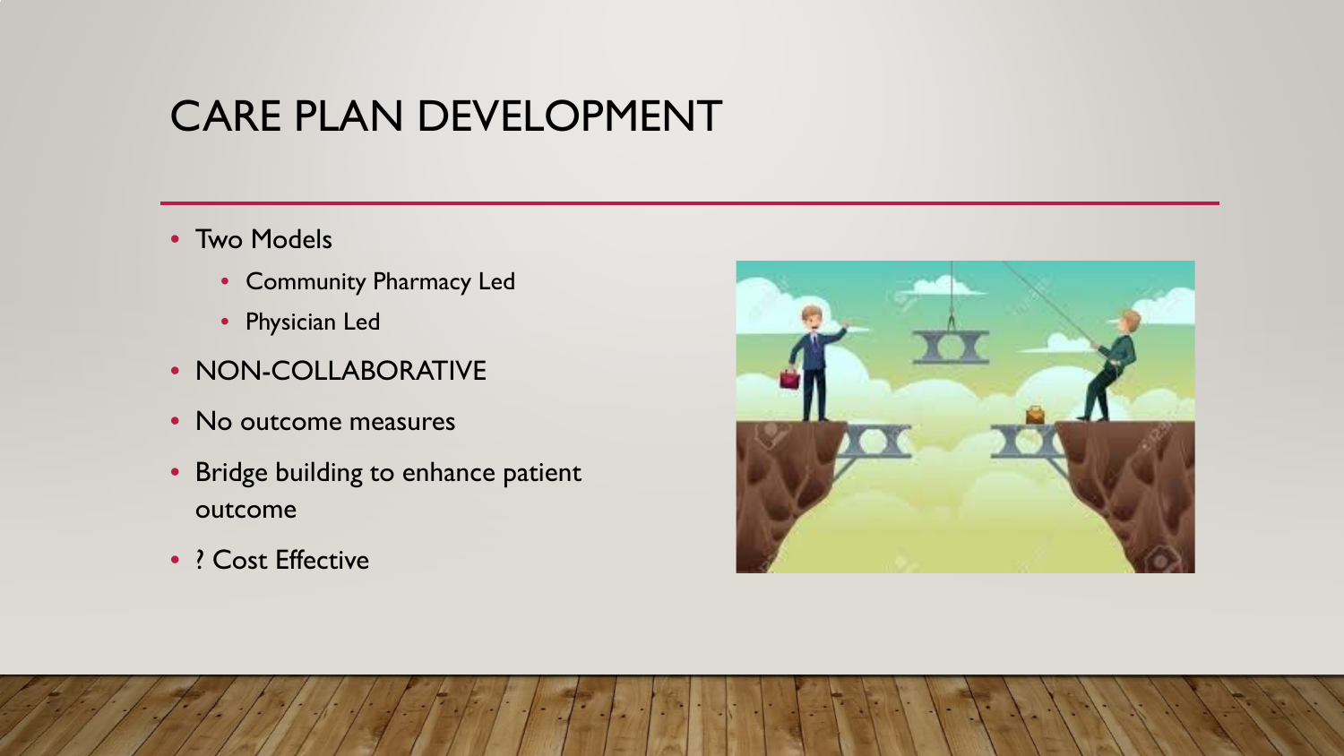# CARE PLAN DEVELOPMENT

- Two Models
  - Community Pharmacy Led
  - Physician Led
- NON-COLLABORATIVE
- No outcome measures
- Bridge building to enhance patient outcome
- ? Cost Effective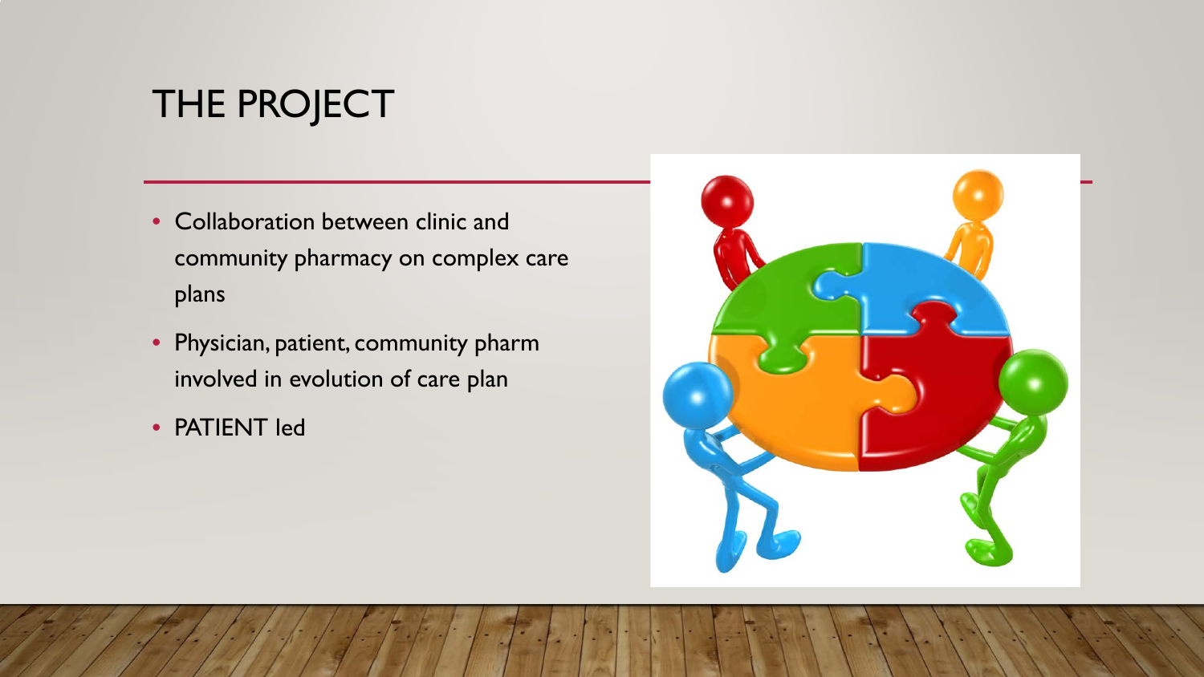# THE PROJECT

- Collaboration between clinic and community pharmacy on complex care plans
- Physician, patient, community pharm involved in evolution of care plan
- PATIENT led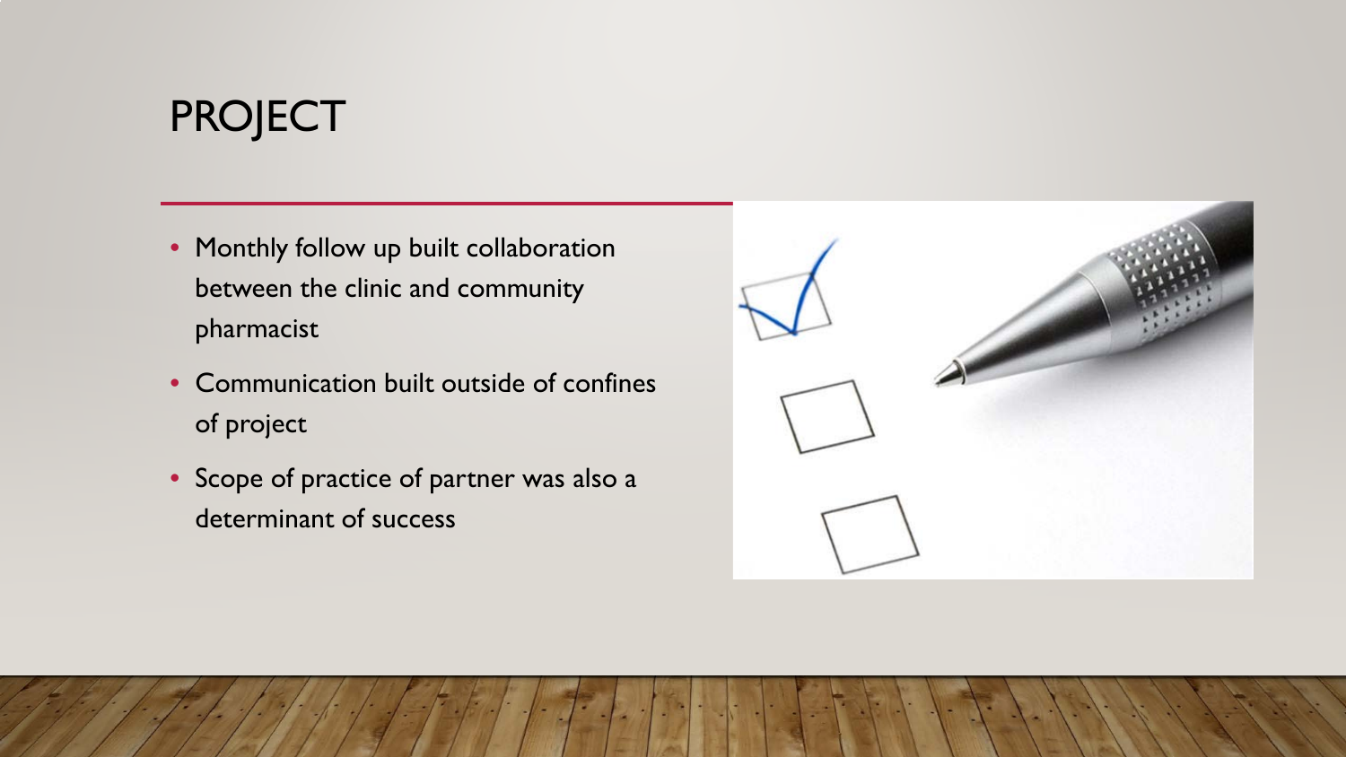# PROJECT

- Monthly follow up built collaboration between the clinic and community pharmacist
- Communication built outside of confines of project
- Scope of practice of partner was also a determinant of success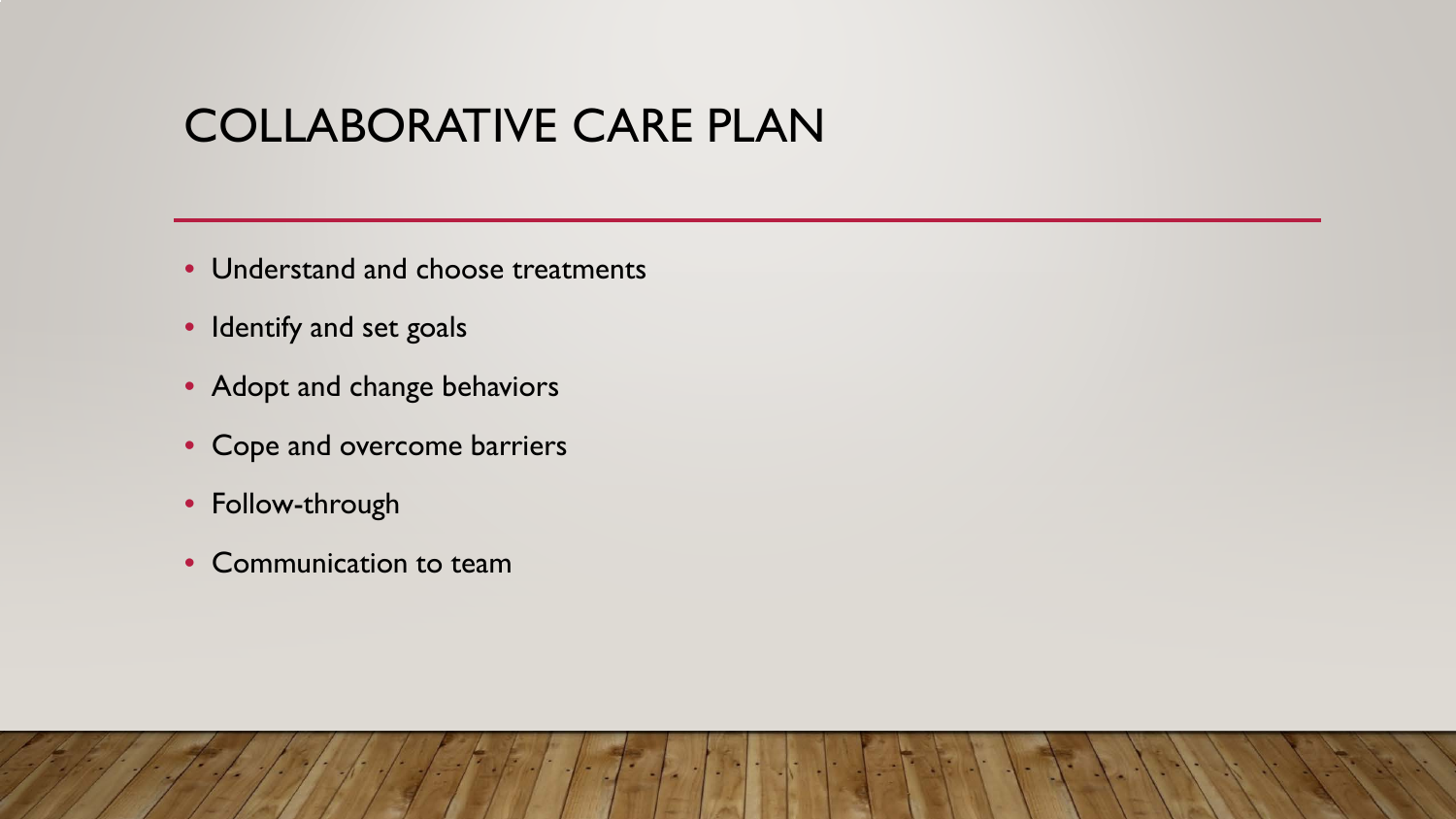# COLLABORATIVE CARE PLAN

- Understand and choose treatments
- Identify and set goals
- Adopt and change behaviors
- Cope and overcome barriers
- Follow-through
- Communication to team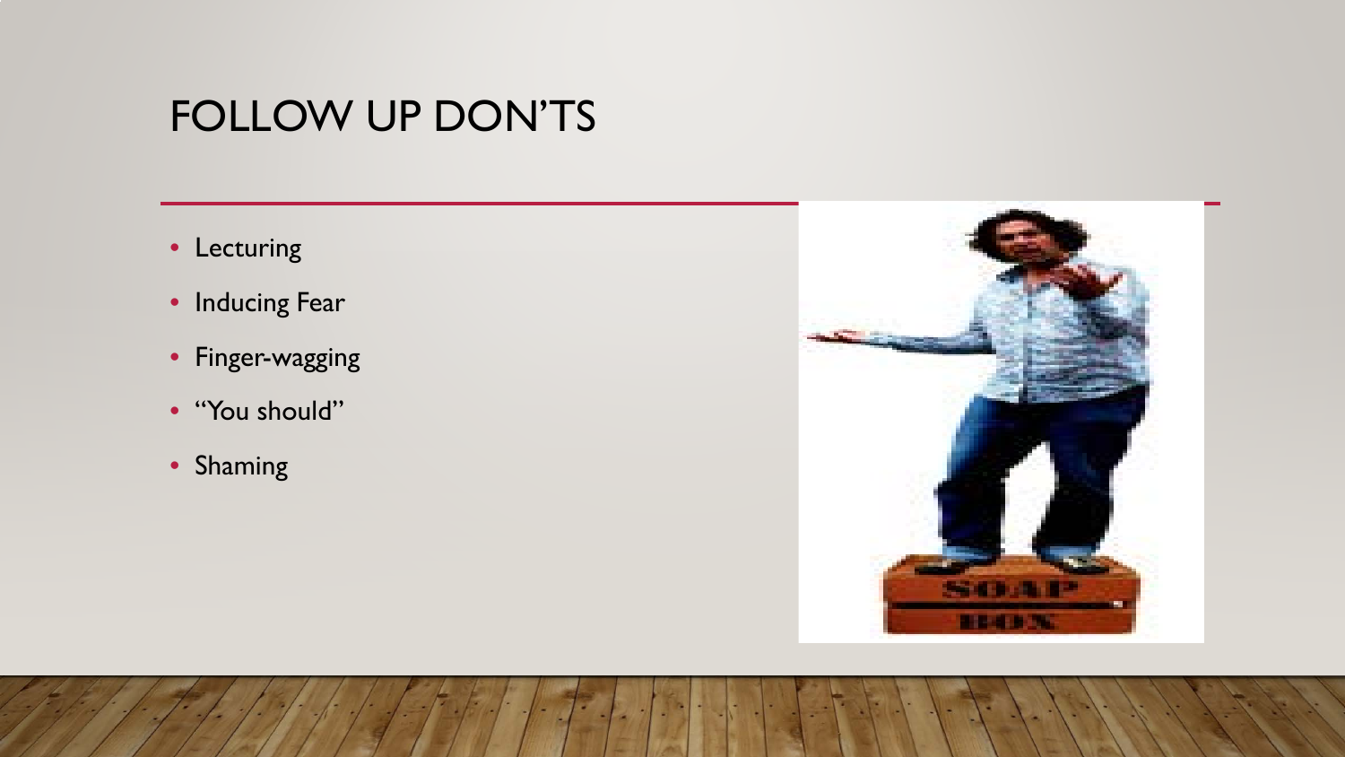# FOLLOW UP DON'TS

- Lecturing
- Inducing Fear
- Finger-wagging
- "You should"
- Shaming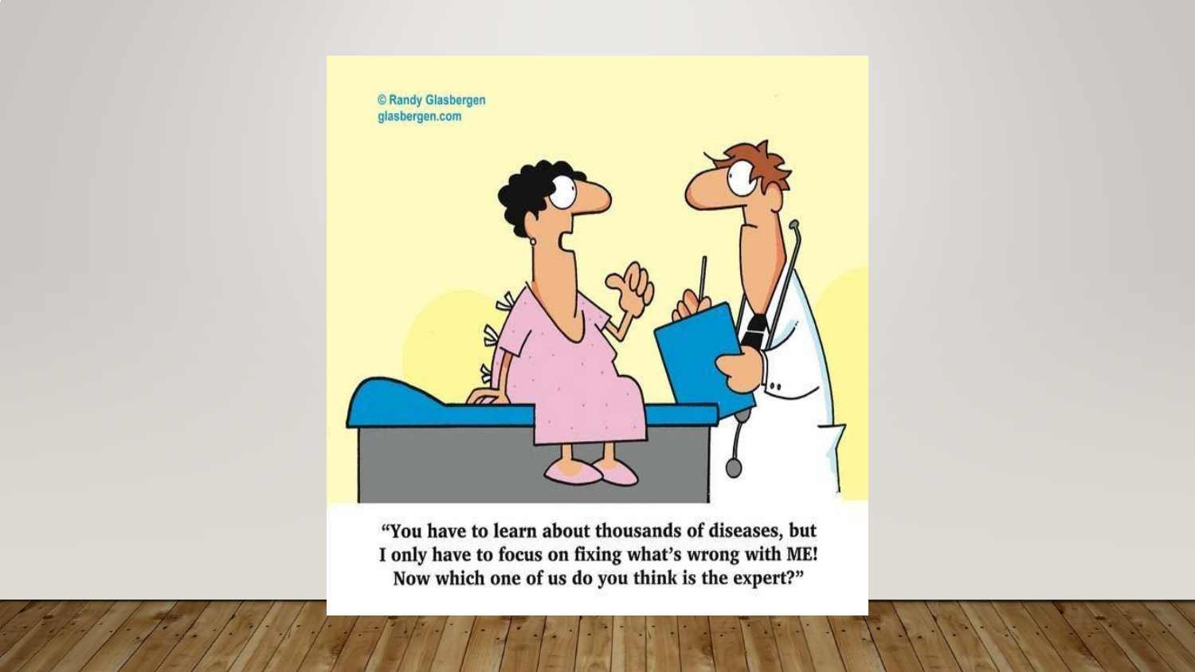© Randy Glasbergen
glasbergen.com

"You have to learn about thousands of diseases, but I only have to focus on fixing what's wrong with ME! Now which one of us do you think is the expert?"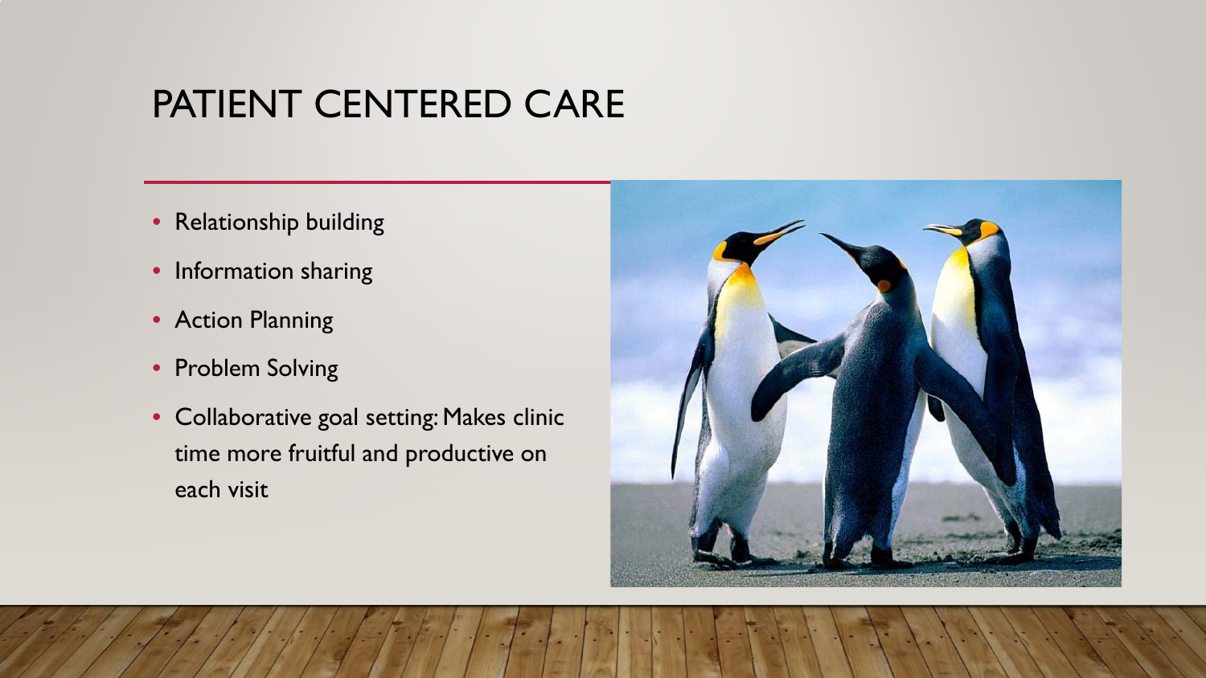# PATIENT CENTERED CARE

- Relationship building
- Information sharing
- Action Planning
- Problem Solving
- Collaborative goal setting: Makes clinic time more fruitful and productive on each visit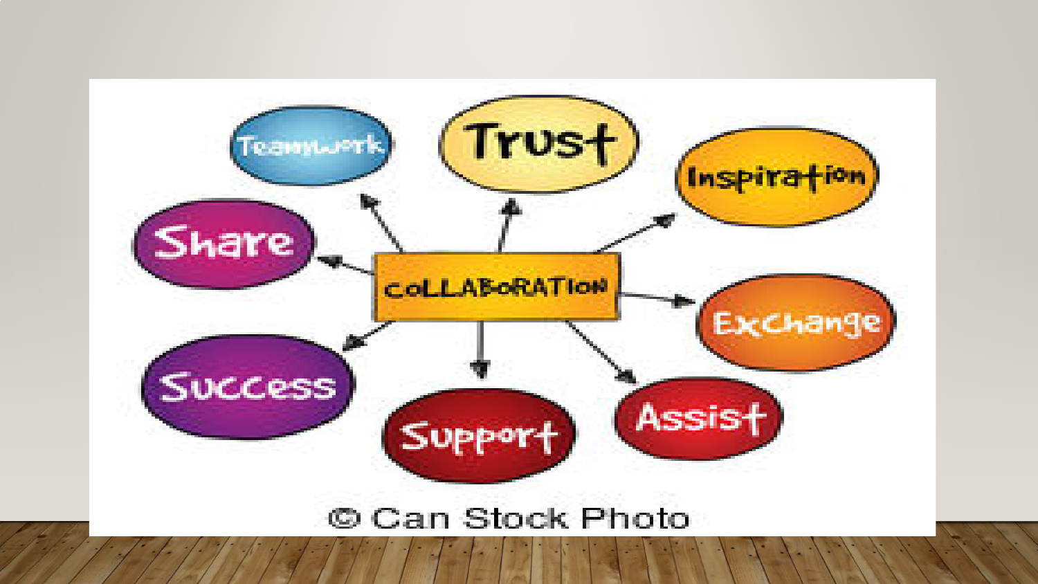COLLABORATION

- Teamwork
- Trust
- Inspiration
- Share
- Exchange
- Success
- Support
- Assist

© Can Stock Photo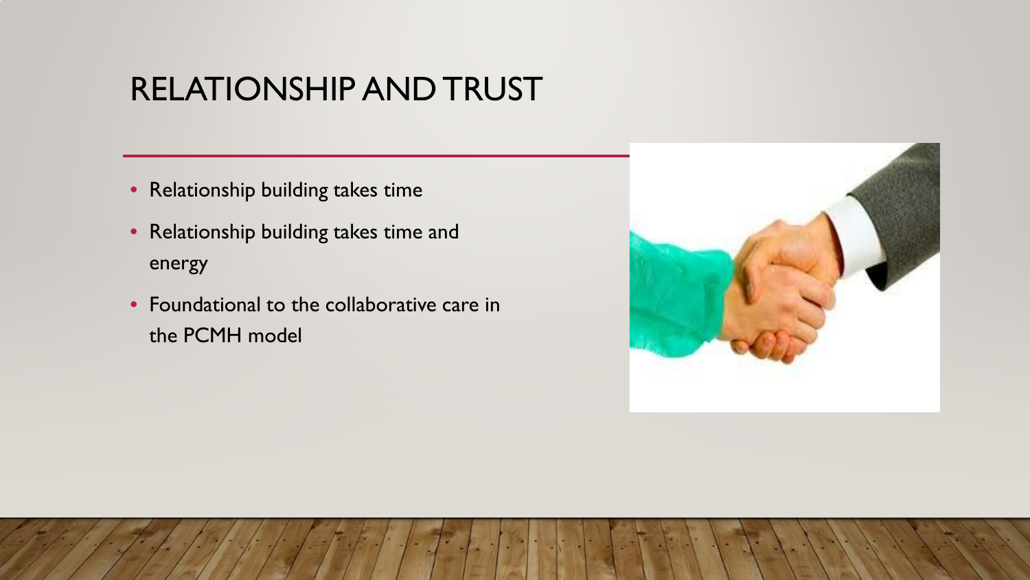# RELATIONSHIP AND TRUST

- Relationship building takes time
- Relationship building takes time and energy
- Foundational to the collaborative care in the PCMH model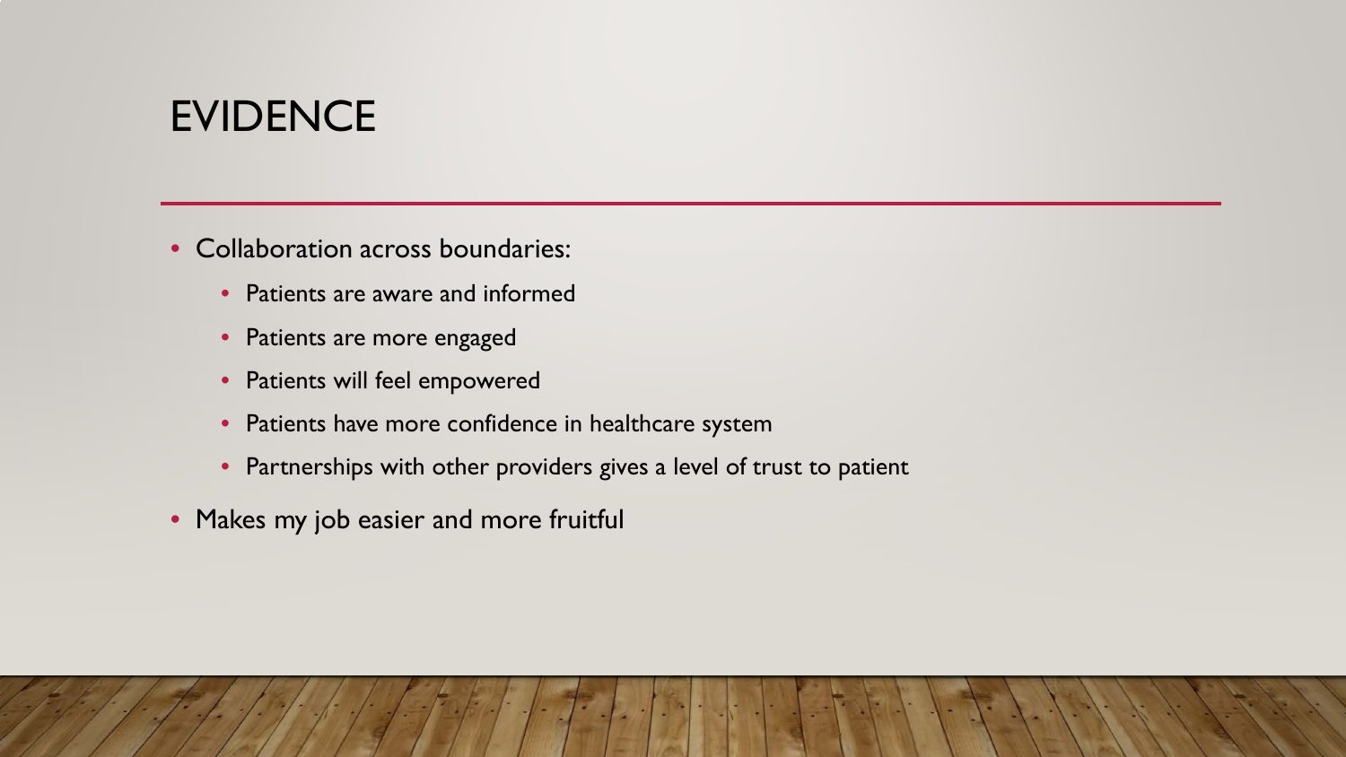# EVIDENCE

- Collaboration across boundaries:
  - Patients are aware and informed
  - Patients are more engaged
  - Patients will feel empowered
  - Patients have more confidence in healthcare system
  - Partnerships with other providers gives a level of trust to patient
- Makes my job easier and more fruitful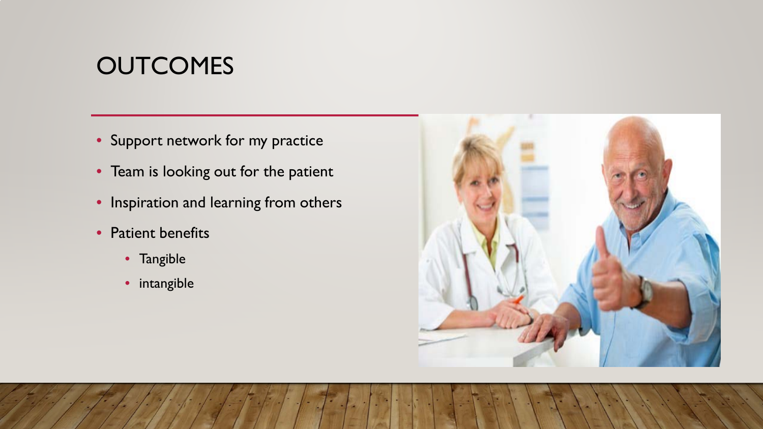# OUTCOMES

- Support network for my practice
- Team is looking out for the patient
- Inspiration and learning from others
- Patient benefits
  - Tangible
  - intangible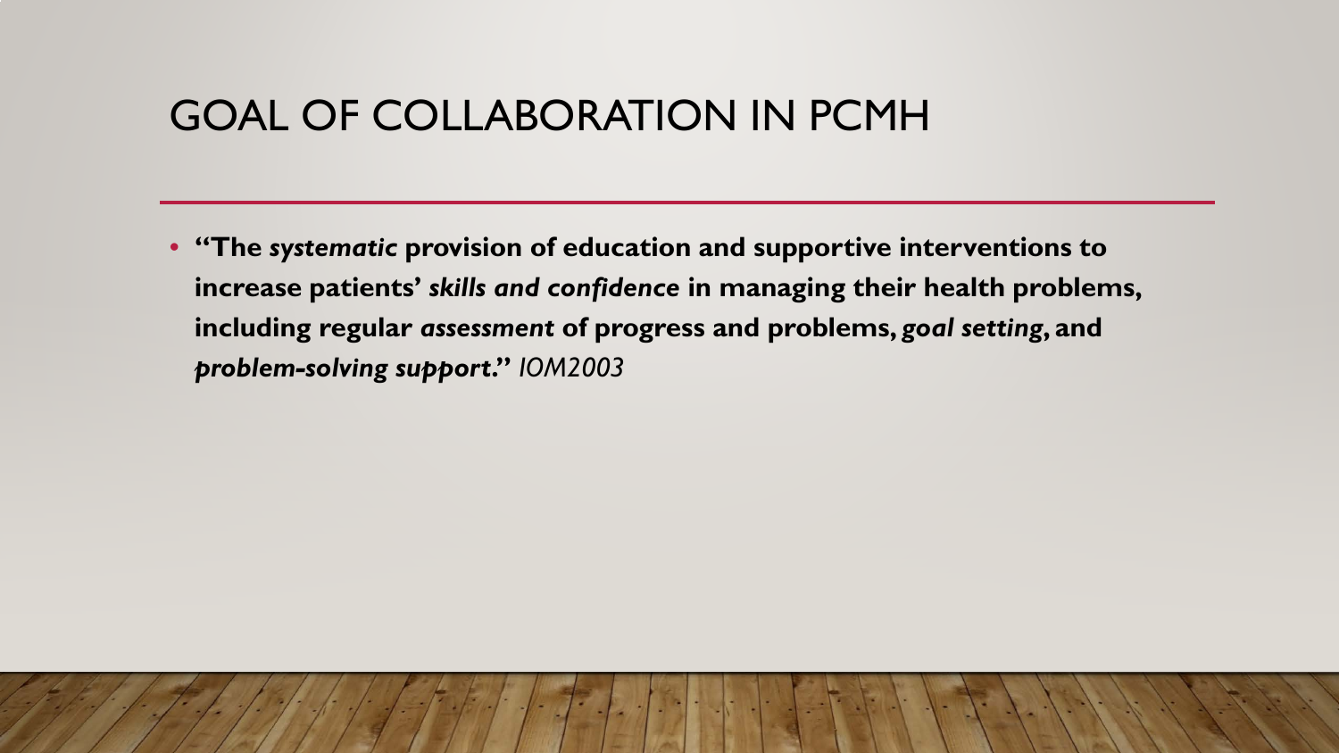# GOAL OF COLLABORATION IN PCMH

- **"The *systematic* provision of education and supportive interventions to increase patients' *skills and confidence* in managing their health problems, including regular *assessment* of progress and problems, *goal setting*, and *problem-solving support*."** *IOM2003*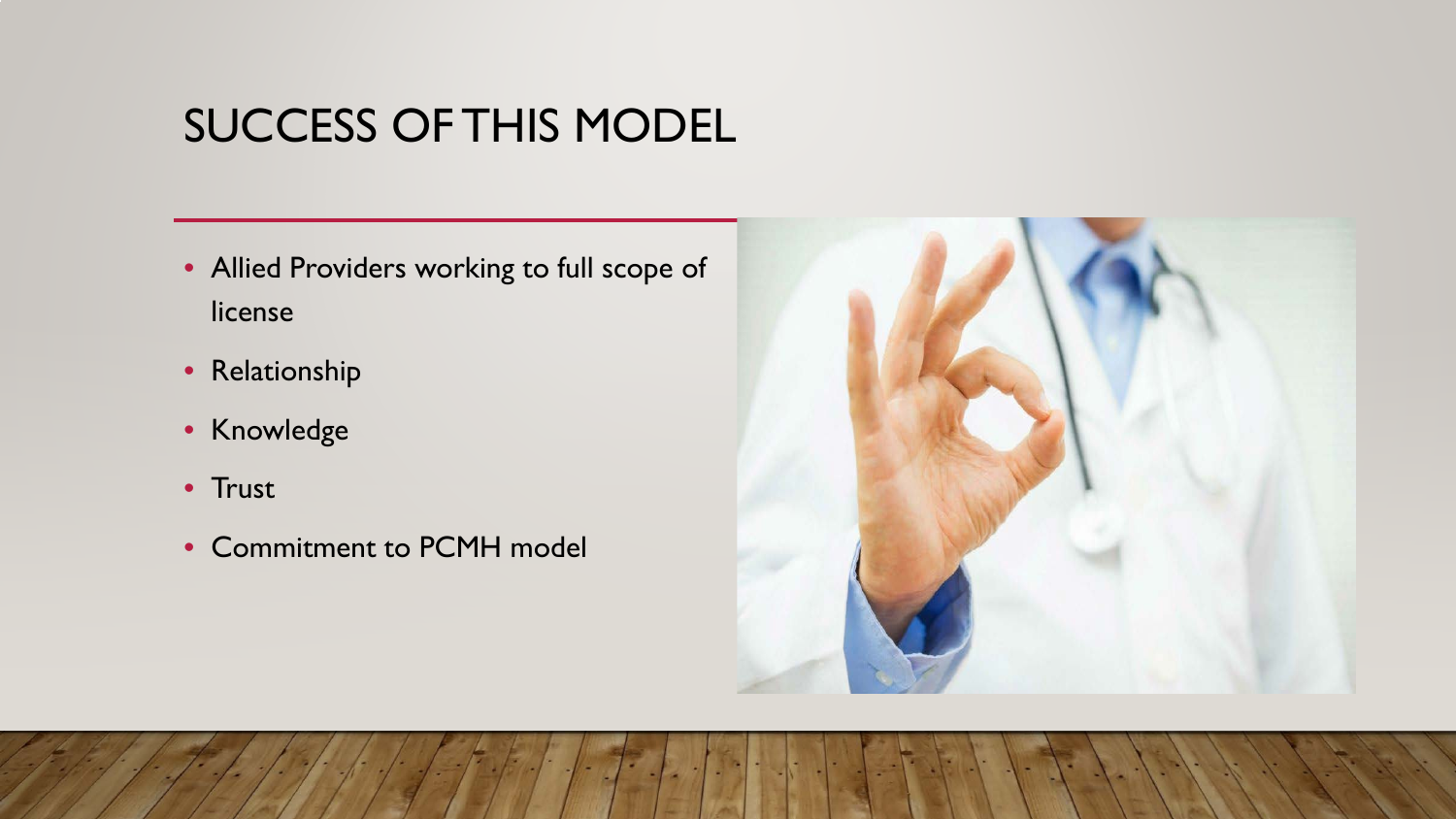# SUCCESS OF THIS MODEL

- Allied Providers working to full scope of license
- Relationship
- Knowledge
- Trust
- Commitment to PCMH model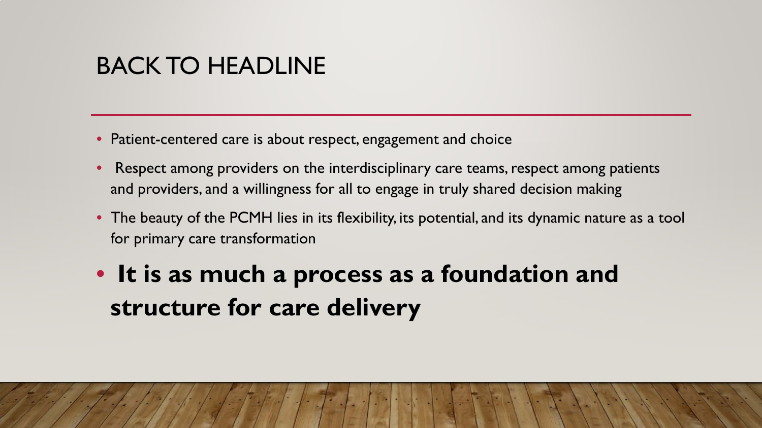# BACK TO HEADLINE

- Patient-centered care is about respect, engagement and choice
- Respect among providers on the interdisciplinary care teams, respect among patients and providers, and a willingness for all to engage in truly shared decision making
- The beauty of the PCMH lies in its flexibility, its potential, and its dynamic nature as a tool for primary care transformation
- **It is as much a process as a foundation and structure for care delivery**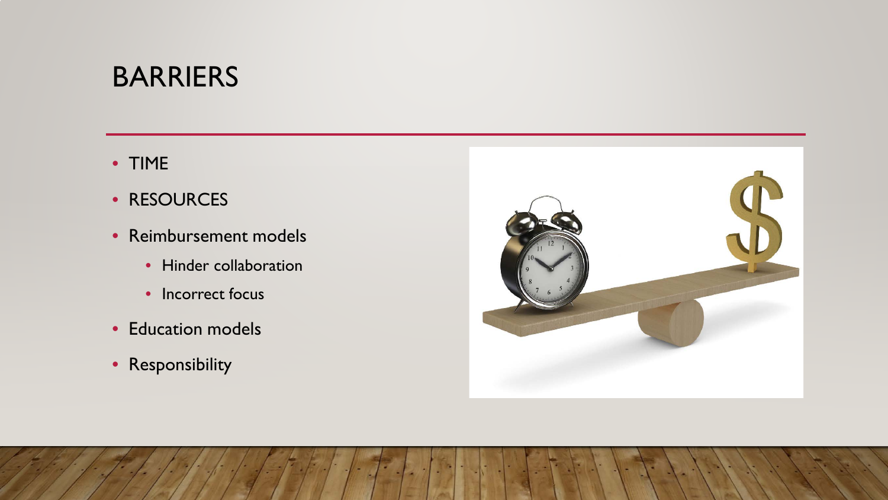# BARRIERS

- TIME
- RESOURCES
- Reimbursement models
  - Hinder collaboration
  - Incorrect focus
- Education models
- Responsibility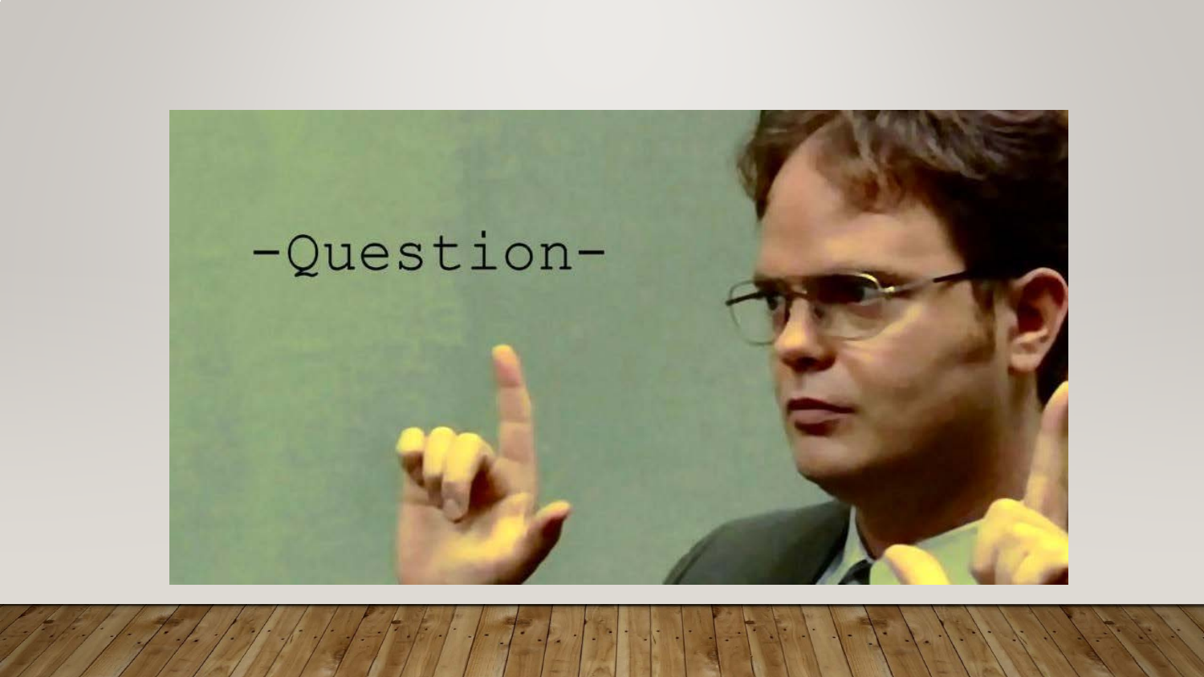-Question-